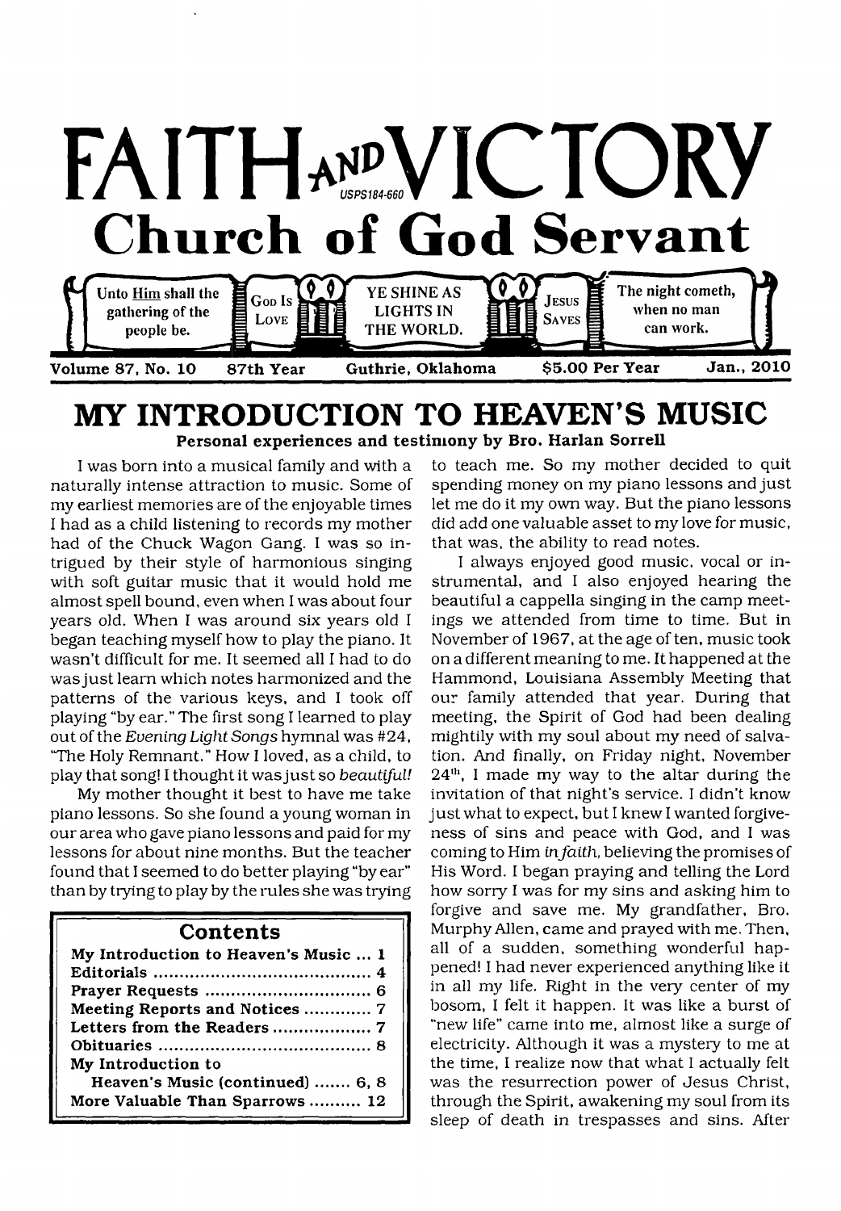# FAITH AND VICTORY

USPS184-660

## Church of God Servant

Unto Him shall the gathering of the people be. | GOD IS LOVE | YE SHINE AS LIGHTS IN THE WORLD. | JESUS SAVES | The night cometh, when no man can work.

Volume 87, No. 10 | 87th Year | Guthrie, Oklahoma | $5.00 Per Year | Jan., 2010

# MY INTRODUCTION TO HEAVEN'S MUSIC

**Personal experiences and testimony by Bro. Harlan Sorrell**

I was born into a musical family and with a naturally intense attraction to music. Some of my earliest memories are of the enjoyable times I had as a child listening to records my mother had of the Chuck Wagon Gang. I was so intrigued by their style of harmonious singing with soft guitar music that it would hold me almost spell bound, even when I was about four years old. When I was around six years old I began teaching myself how to play the piano. It wasn't difficult for me. It seemed all I had to do was just learn which notes harmonized and the patterns of the various keys, and I took off playing "by ear." The first song I learned to play out of the *Evening Light Songs* hymnal was #24, "The Holy Remnant." How I loved, as a child, to play that song! I thought it was just so *beautiful!*

My mother thought it best to have me take piano lessons. So she found a young woman in our area who gave piano lessons and paid for my lessons for about nine months. But the teacher found that I seemed to do better playing "by ear" than by trying to play by the rules she was trying to teach me. So my mother decided to quit spending money on my piano lessons and just let me do it my own way. But the piano lessons did add one valuable asset to my love for music, that was, the ability to read notes.

I always enjoyed good music, vocal or instrumental, and I also enjoyed hearing the beautiful a cappella singing in the camp meetings we attended from time to time. But in November of 1967, at the age of ten, music took on a different meaning to me. It happened at the Hammond, Louisiana Assembly Meeting that our family attended that year. During that meeting, the Spirit of God had been dealing mightily with my soul about my need of salvation. And finally, on Friday night, November 24th, I made my way to the altar during the invitation of that night's service. I didn't know just what to expect, but I knew I wanted forgiveness of sins and peace with God, and I was coming to Him *in faith*, believing the promises of His Word. I began praying and telling the Lord how sorry I was for my sins and asking him to forgive and save me. My grandfather, Bro. Murphy Allen, came and prayed with me. Then, all of a sudden, something wonderful happened! I had never experienced anything like it in all my life. Right in the very center of my bosom, I felt it happen. It was like a burst of "new life" came into me, almost like a surge of electricity. Although it was a mystery to me at the time, I realize now that what I actually felt was the resurrection power of Jesus Christ, through the Spirit, awakening my soul from its sleep of death in trespasses and sins. After

### Contents

| | |
|---|---|
| My Introduction to Heaven's Music | 1 |
| Editorials | 4 |
| Prayer Requests | 6 |
| Meeting Reports and Notices | 7 |
| Letters from the Readers | 7 |
| Obituaries | 8 |
| My Introduction to Heaven's Music (continued) | 6, 8 |
| More Valuable Than Sparrows | 12 |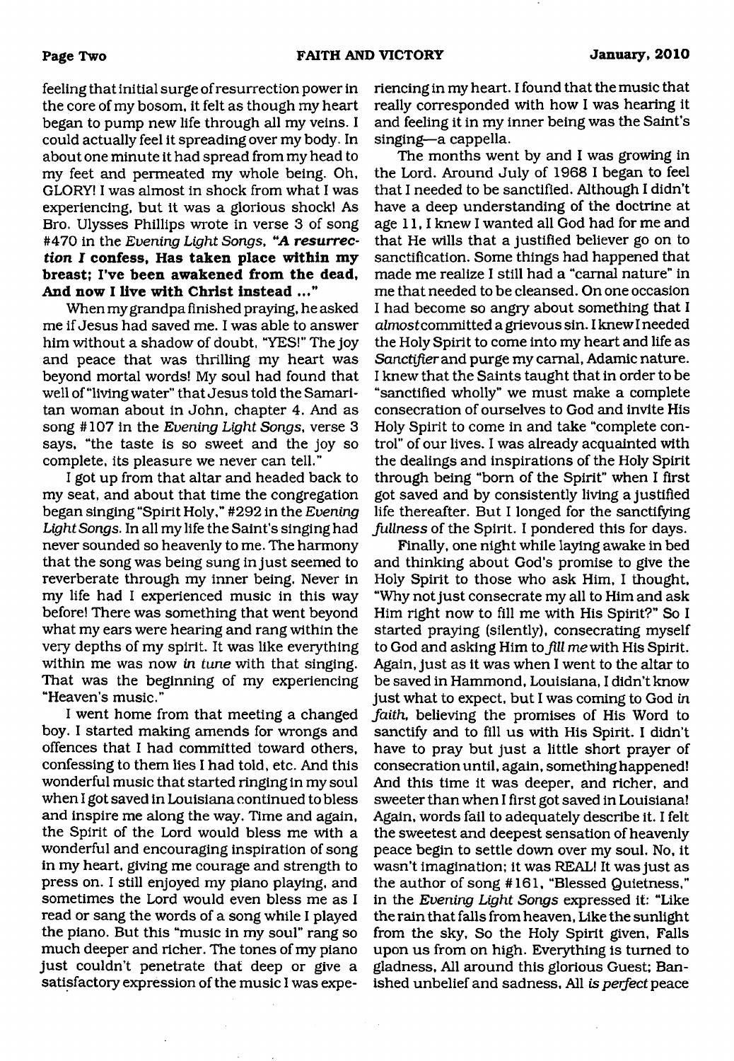feeling that initial surge of resurrection power in the core of my bosom, it felt as though my heart began to pump new life through all my veins. I could actually feel it spreading over my body. In about one minute it had spread from my head to my feet and permeated my whole being. Oh, GLORY! I was almost in shock from what I was experiencing, but it was a glorious shock! As Bro. Ulysses Phillips wrote in verse 3 of song #470 in the *Evening Light Songs*, ***"A resurrection I* confess, Has taken place within my breast; I've been awakened from the dead, And now I live with Christ instead ..."**

When my grandpa finished praying, he asked me if Jesus had saved me. I was able to answer him without a shadow of doubt, "YES!" The joy and peace that was thrilling my heart was beyond mortal words! My soul had found that well of "living water" that Jesus told the Samaritan woman about in John, chapter 4. And as song #107 in the *Evening Light Songs*, verse 3 says, "the taste is so sweet and the joy so complete, its pleasure we never can tell."

I got up from that altar and headed back to my seat, and about that time the congregation began singing "Spirit Holy," #292 in the *Evening Light Songs*. In all my life the Saint's singing had never sounded so heavenly to me. The harmony that the song was being sung in just seemed to reverberate through my inner being. Never in my life had I experienced music in this way before! There was something that went beyond what my ears were hearing and rang within the very depths of my spirit. It was like everything within me was now *in tune* with that singing. That was the beginning of my experiencing "Heaven's music."

I went home from that meeting a changed boy. I started making amends for wrongs and offences that I had committed toward others, confessing to them lies I had told, etc. And this wonderful music that started ringing in my soul when I got saved in Louisiana continued to bless and inspire me along the way. Time and again, the Spirit of the Lord would bless me with a wonderful and encouraging inspiration of song in my heart, giving me courage and strength to press on. I still enjoyed my piano playing, and sometimes the Lord would even bless me as I read or sang the words of a song while I played the piano. But this "music in my soul" rang so much deeper and richer. The tones of my piano just couldn't penetrate that deep or give a satisfactory expression of the music I was experiencing in my heart. I found that the music that really corresponded with how I was hearing it and feeling it in my inner being was the Saint's singing—a cappella.

The months went by and I was growing in the Lord. Around July of 1968 I began to feel that I needed to be sanctified. Although I didn't have a deep understanding of the doctrine at age 11, I knew I wanted all God had for me and that He wills that a justified believer go on to sanctification. Some things had happened that made me realize I still had a "carnal nature" in me that needed to be cleansed. On one occasion I had become so angry about something that I *almost* committed a grievous sin. I knew I needed the Holy Spirit to come into my heart and life as *Sanctifier* and purge my carnal, Adamic nature. I knew that the Saints taught that in order to be "sanctified wholly" we must make a complete consecration of ourselves to God and invite His Holy Spirit to come in and take "complete control" of our lives. I was already acquainted with the dealings and inspirations of the Holy Spirit through being "born of the Spirit" when I first got saved and by consistently living a justified life thereafter. But I longed for the sanctifying *fullness* of the Spirit. I pondered this for days.

Finally, one night while laying awake in bed and thinking about God's promise to give the Holy Spirit to those who ask Him, I thought, "Why not just consecrate my all to Him and ask Him right now to fill me with His Spirit?" So I started praying (silently), consecrating myself to God and asking Him to *fill me* with His Spirit. Again, just as it was when I went to the altar to be saved in Hammond, Louisiana, I didn't know just what to expect, but I was coming to God *in faith*, believing the promises of His Word to sanctify and to fill us with His Spirit. I didn't have to pray but just a little short prayer of consecration until, again, something happened! And this time it was deeper, and richer, and sweeter than when I first got saved in Louisiana! Again, words fail to adequately describe it. I felt the sweetest and deepest sensation of heavenly peace begin to settle down over my soul. No, it wasn't imagination; it was REAL! It was just as the author of song #161, "Blessed Quietness," in the *Evening Light Songs* expressed it: "Like the rain that falls from heaven, Like the sunlight from the sky, So the Holy Spirit given, Falls upon us from on high. Everything is turned to gladness, All around this glorious Guest; Banished unbelief and sadness, All *is perfect* peace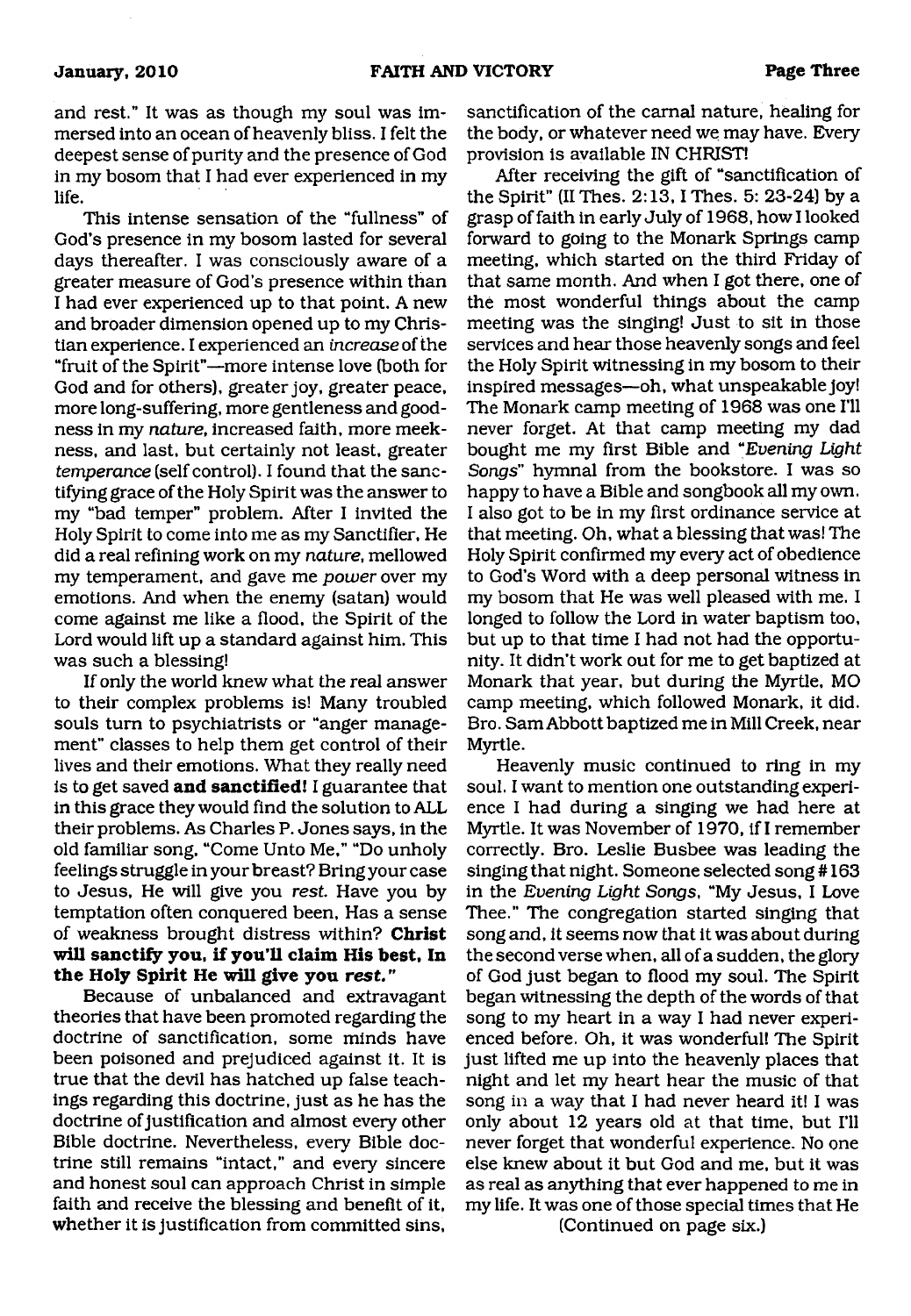and rest." It was as though my soul was immersed into an ocean of heavenly bliss. I felt the deepest sense of purity and the presence of God in my bosom that I had ever experienced in my life.

This intense sensation of the "fullness" of God's presence in my bosom lasted for several days thereafter. I was consciously aware of a greater measure of God's presence within than I had ever experienced up to that point. A new and broader dimension opened up to my Christian experience. I experienced an *increase* of the "fruit of the Spirit"—more intense love (both for God and for others), greater joy, greater peace, more long-suffering, more gentleness and goodness in my *nature*, increased faith, more meekness, and last, but certainly not least, greater *temperance* (self control). I found that the sanctifying grace of the Holy Spirit was the answer to my "bad temper" problem. After I invited the Holy Spirit to come into me as my Sanctifier, He did a real refining work on my *nature*, mellowed my temperament, and gave me *power* over my emotions. And when the enemy (satan) would come against me like a flood, the Spirit of the Lord would lift up a standard against him. This was such a blessing!

If only the world knew what the real answer to their complex problems is! Many troubled souls turn to psychiatrists or "anger management" classes to help them get control of their lives and their emotions. What they really need is to get saved **and sanctified!** I guarantee that in this grace they would find the solution to ALL their problems. As Charles P. Jones says, in the old familiar song, "Come Unto Me," "Do unholy feelings struggle in your breast? Bring your case to Jesus, He will give you *rest.* Have you by temptation often conquered been, Has a sense of weakness brought distress within? **Christ will sanctify you, if you'll claim His best, In the Holy Spirit He will give you *rest.*"**

Because of unbalanced and extravagant theories that have been promoted regarding the doctrine of sanctification, some minds have been poisoned and prejudiced against it. It is true that the devil has hatched up false teachings regarding this doctrine, just as he has the doctrine of justification and almost every other Bible doctrine. Nevertheless, every Bible doctrine still remains "intact," and every sincere and honest soul can approach Christ in simple faith and receive the blessing and benefit of it, whether it is justification from committed sins, sanctification of the carnal nature, healing for the body, or whatever need we may have. Every provision is available IN CHRIST!

After receiving the gift of "sanctification of the Spirit" (II Thes. 2:13, I Thes. 5: 23-24) by a grasp of faith in early July of 1968, how I looked forward to going to the Monark Springs camp meeting, which started on the third Friday of that same month. And when I got there, one of the most wonderful things about the camp meeting was the singing! Just to sit in those services and hear those heavenly songs and feel the Holy Spirit witnessing in my bosom to their inspired messages—oh, what unspeakable joy! The Monark camp meeting of 1968 was one I'll never forget. At that camp meeting my dad bought me my first Bible and "*Evening Light Songs*" hymnal from the bookstore. I was so happy to have a Bible and songbook all my own. I also got to be in my first ordinance service at that meeting. Oh, what a blessing that was! The Holy Spirit confirmed my every act of obedience to God's Word with a deep personal witness in my bosom that He was well pleased with me. I longed to follow the Lord in water baptism too, but up to that time I had not had the opportunity. It didn't work out for me to get baptized at Monark that year, but during the Myrtle, MO camp meeting, which followed Monark, it did. Bro. Sam Abbott baptized me in Mill Creek, near Myrtle.

Heavenly music continued to ring in my soul. I want to mention one outstanding experience I had during a singing we had here at Myrtle. It was November of 1970, if I remember correctly. Bro. Leslie Busbee was leading the singing that night. Someone selected song #163 in the *Evening Light Songs*, "My Jesus, I Love Thee." The congregation started singing that song and, it seems now that it was about during the second verse when, all of a sudden, the glory of God just began to flood my soul. The Spirit began witnessing the depth of the words of that song to my heart in a way I had never experienced before. Oh, it was wonderful! The Spirit just lifted me up into the heavenly places that night and let my heart hear the music of that song in a way that I had never heard it! I was only about 12 years old at that time, but I'll never forget that wonderful experience. No one else knew about it but God and me, but it was as real as anything that ever happened to me in my life. It was one of those special times that He

(Continued on page six.)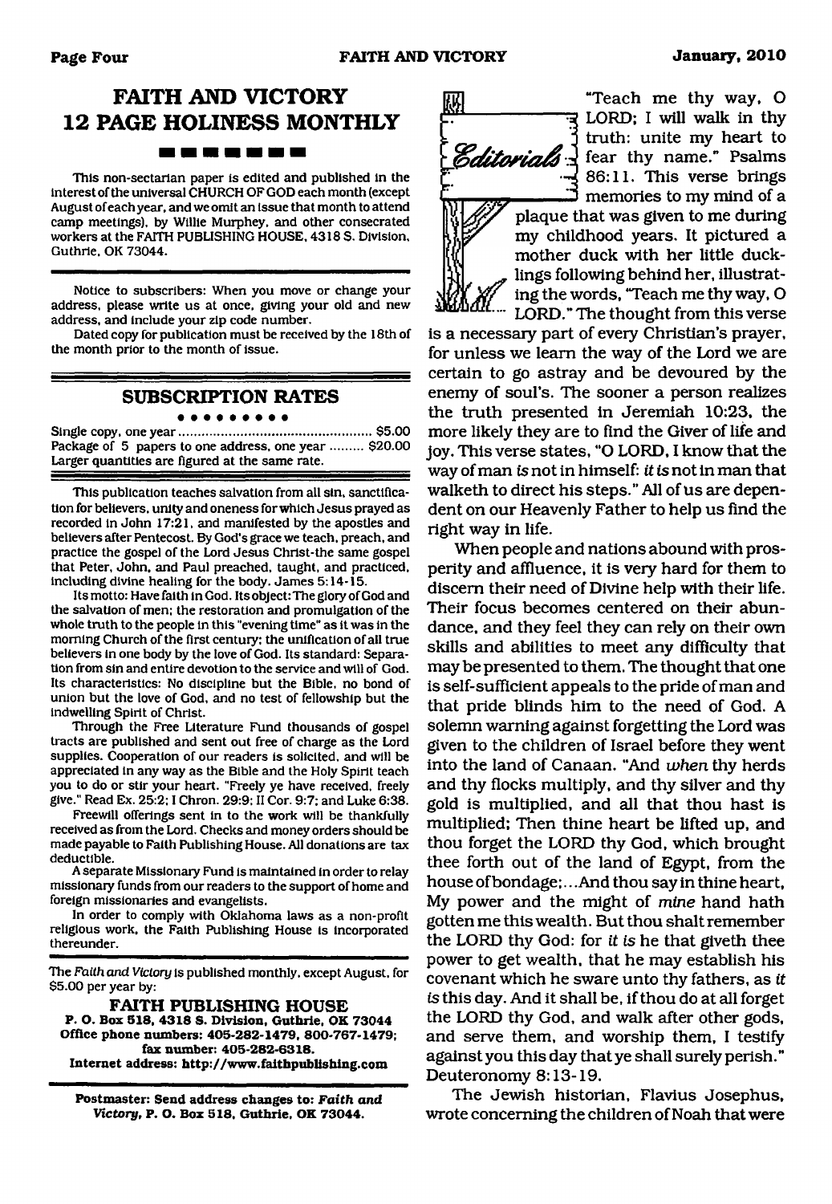## FAITH AND VICTORY 12 PAGE HOLINESS MONTHLY

This non-sectarian paper is edited and published in the interest of the universal CHURCH OF GOD each month (except August of each year, and we omit an issue that month to attend camp meetings), by Willie Murphey, and other consecrated workers at the FAITH PUBLISHING HOUSE, 4318 S. Division, Guthrie, OK 73044.

Notice to subscribers: When you move or change your address, please write us at once, giving your old and new address, and include your zip code number.

Dated copy for publication must be received by the 18th of the month prior to the month of issue.

### SUBSCRIPTION RATES

Single copy, one year .......................................... $5.00
Package of 5 papers to one address, one year ......... $20.00
Larger quantities are figured at the same rate.

This publication teaches salvation from all sin, sanctification for believers, unity and oneness for which Jesus prayed as recorded in John 17:21, and manifested by the apostles and believers after Pentecost. By God's grace we teach, preach, and practice the gospel of the Lord Jesus Christ-the same gospel that Peter, John, and Paul preached, taught, and practiced, including divine healing for the body. James 5:14-15.

Its motto: Have faith in God. Its object: The glory of God and the salvation of men; the restoration and promulgation of the whole truth to the people in this "evening time" as it was in the morning Church of the first century; the unification of all true believers in one body by the love of God. Its standard: Separation from sin and entire devotion to the service and will of God. Its characteristics: No discipline but the Bible, no bond of union but the love of God, and no test of fellowship but the indwelling Spirit of Christ.

Through the Free Literature Fund thousands of gospel tracts are published and sent out free of charge as the Lord supplies. Cooperation of our readers is solicited, and will be appreciated in any way as the Bible and the Holy Spirit teach you to do or stir your heart. "Freely ye have received, freely give." Read Ex. 25:2; I Chron. 29:9; II Cor. 9:7; and Luke 6:38.

Freewill offerings sent in to the work will be thankfully received as from the Lord. Checks and money orders should be made payable to Faith Publishing House. All donations are tax deductible.

A separate Missionary Fund is maintained in order to relay missionary funds from our readers to the support of home and foreign missionaries and evangelists.

In order to comply with Oklahoma laws as a non-profit religious work, the Faith Publishing House is incorporated thereunder.

The *Faith and Victory* is published monthly, except August, for $5.00 per year by:

**FAITH PUBLISHING HOUSE**
**P. O. Box 518, 4318 S. Division, Guthrie, OK 73044**
**Office phone numbers: 405-282-1479, 800-767-1479; fax number: 405-282-6318.**
**Internet address: http://www.faithpublishing.com**

**Postmaster: Send address changes to: *Faith and Victory*, P. O. Box 518, Guthrie, OK 73044.**

## Editorials

"Teach me thy way, O LORD; I will walk in thy truth: unite my heart to fear thy name." Psalms 86:11. This verse brings memories to my mind of a plaque that was given to me during my childhood years. It pictured a mother duck with her little ducklings following behind her, illustrating the words, "Teach me thy way, O LORD." The thought from this verse is a necessary part of every Christian's prayer, for unless we learn the way of the Lord we are certain to go astray and be devoured by the enemy of soul's. The sooner a person realizes the truth presented in Jeremiah 10:23, the more likely they are to find the Giver of life and joy. This verse states, "O LORD, I know that the way of man *is* not in himself: *it is* not in man that walketh to direct his steps." All of us are dependent on our Heavenly Father to help us find the right way in life.

When people and nations abound with prosperity and affluence, it is very hard for them to discern their need of Divine help with their life. Their focus becomes centered on their abundance, and they feel they can rely on their own skills and abilities to meet any difficulty that may be presented to them. The thought that one is self-sufficient appeals to the pride of man and that pride blinds him to the need of God. A solemn warning against forgetting the Lord was given to the children of Israel before they went into the land of Canaan. "And *when* thy herds and thy flocks multiply, and thy silver and thy gold is multiplied, and all that thou hast is multiplied; Then thine heart be lifted up, and thou forget the LORD thy God, which brought thee forth out of the land of Egypt, from the house of bondage;...And thou say in thine heart, My power and the might of *mine* hand hath gotten me this wealth. But thou shalt remember the LORD thy God: for *it is* he that giveth thee power to get wealth, that he may establish his covenant which he sware unto thy fathers, as *it is* this day. And it shall be, if thou do at all forget the LORD thy God, and walk after other gods, and serve them, and worship them, I testify against you this day that ye shall surely perish." Deuteronomy 8:13-19.

The Jewish historian, Flavius Josephus, wrote concerning the children of Noah that were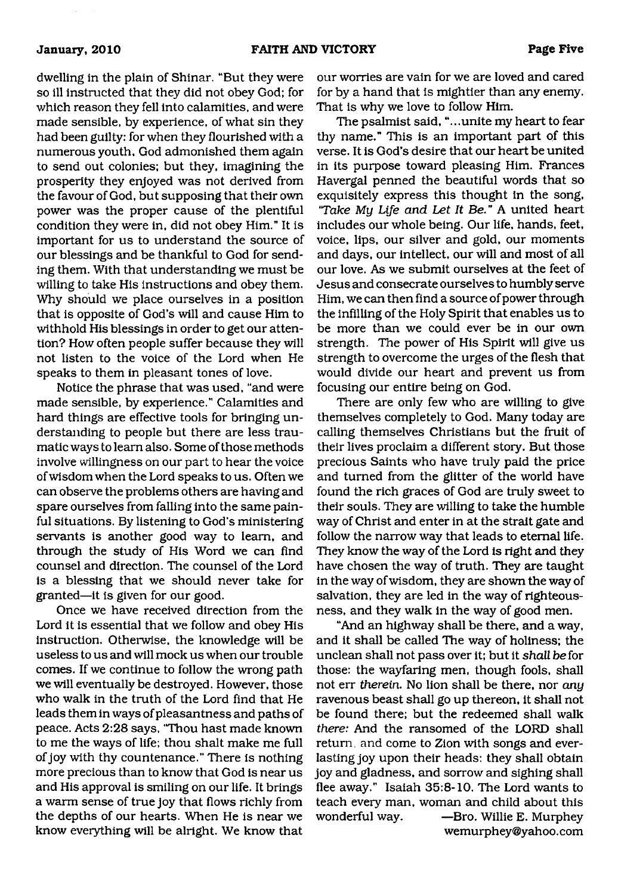dwelling in the plain of Shinar. "But they were so ill instructed that they did not obey God; for which reason they fell into calamities, and were made sensible, by experience, of what sin they had been guilty: for when they flourished with a numerous youth, God admonished them again to send out colonies; but they, imagining the prosperity they enjoyed was not derived from the favour of God, but supposing that their own power was the proper cause of the plentiful condition they were in, did not obey Him." It is important for us to understand the source of our blessings and be thankful to God for sending them. With that understanding we must be willing to take His instructions and obey them. Why should we place ourselves in a position that is opposite of God's will and cause Him to withhold His blessings in order to get our attention? How often people suffer because they will not listen to the voice of the Lord when He speaks to them in pleasant tones of love.

Notice the phrase that was used, "and were made sensible, by experience." Calamities and hard things are effective tools for bringing understanding to people but there are less traumatic ways to learn also. Some of those methods involve willingness on our part to hear the voice of wisdom when the Lord speaks to us. Often we can observe the problems others are having and spare ourselves from falling into the same painful situations. By listening to God's ministering servants is another good way to learn, and through the study of His Word we can find counsel and direction. The counsel of the Lord is a blessing that we should never take for granted—it is given for our good.

Once we have received direction from the Lord it is essential that we follow and obey His instruction. Otherwise, the knowledge will be useless to us and will mock us when our trouble comes. If we continue to follow the wrong path we will eventually be destroyed. However, those who walk in the truth of the Lord find that He leads them in ways of pleasantness and paths of peace. Acts 2:28 says, "Thou hast made known to me the ways of life; thou shalt make me full of joy with thy countenance." There is nothing more precious than to know that God is near us and His approval is smiling on our life. It brings a warm sense of true joy that flows richly from the depths of our hearts. When He is near we know everything will be alright. We know that our worries are vain for we are loved and cared for by a hand that is mightier than any enemy. That is why we love to follow Him.

The psalmist said, "...unite my heart to fear thy name." This is an important part of this verse. It is God's desire that our heart be united in its purpose toward pleasing Him. Frances Havergal penned the beautiful words that so exquisitely express this thought in the song, *"Take My Life and Let It Be."* A united heart includes our whole being. Our life, hands, feet, voice, lips, our silver and gold, our moments and days, our intellect, our will and most of all our love. As we submit ourselves at the feet of Jesus and consecrate ourselves to humbly serve Him, we can then find a source of power through the infilling of the Holy Spirit that enables us to be more than we could ever be in our own strength. The power of His Spirit will give us strength to overcome the urges of the flesh that would divide our heart and prevent us from focusing our entire being on God.

There are only few who are willing to give themselves completely to God. Many today are calling themselves Christians but the fruit of their lives proclaim a different story. But those precious Saints who have truly paid the price and turned from the glitter of the world have found the rich graces of God are truly sweet to their souls. They are willing to take the humble way of Christ and enter in at the strait gate and follow the narrow way that leads to eternal life. They know the way of the Lord is right and they have chosen the way of truth. They are taught in the way of wisdom, they are shown the way of salvation, they are led in the way of righteousness, and they walk in the way of good men.

"And an highway shall be there, and a way, and it shall be called The way of holiness; the unclean shall not pass over it; but it *shall be* for those: the wayfaring men, though fools, shall not err *therein.* No lion shall be there, nor *any* ravenous beast shall go up thereon, it shall not be found there; but the redeemed shall walk *there:* And the ransomed of the LORD shall return, and come to Zion with songs and everlasting joy upon their heads: they shall obtain joy and gladness, and sorrow and sighing shall flee away." Isaiah 35:8-10. The Lord wants to teach every man, woman and child about this wonderful way.

—Bro. Willie E. Murphey
wemurphey@yahoo.com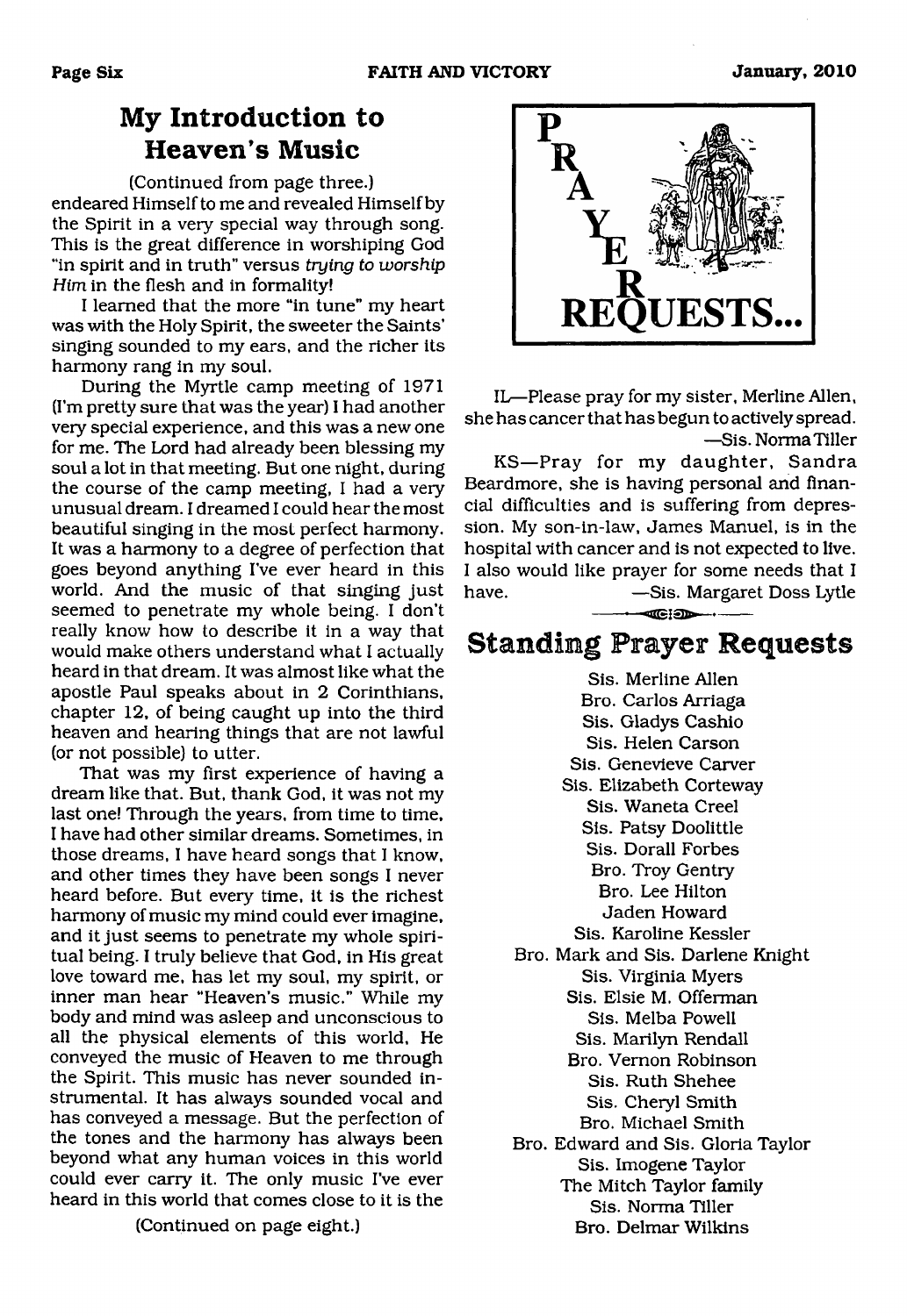## My Introduction to Heaven's Music

(Continued from page three.)

endeared Himself to me and revealed Himself by the Spirit in a very special way through song. This is the great difference in worshiping God "in spirit and in truth" versus *trying to worship Him* in the flesh and in formality!

I learned that the more "in tune" my heart was with the Holy Spirit, the sweeter the Saints' singing sounded to my ears, and the richer its harmony rang in my soul.

During the Myrtle camp meeting of 1971 (I'm pretty sure that was the year) I had another very special experience, and this was a new one for me. The Lord had already been blessing my soul a lot in that meeting. But one night, during the course of the camp meeting, I had a very unusual dream. I dreamed I could hear the most beautiful singing in the most perfect harmony. It was a harmony to a degree of perfection that goes beyond anything I've ever heard in this world. And the music of that singing just seemed to penetrate my whole being. I don't really know how to describe it in a way that would make others understand what I actually heard in that dream. It was almost like what the apostle Paul speaks about in 2 Corinthians, chapter 12, of being caught up into the third heaven and hearing things that are not lawful (or not possible) to utter.

That was my first experience of having a dream like that. But, thank God, it was not my last one! Through the years, from time to time, I have had other similar dreams. Sometimes, in those dreams, I have heard songs that I know, and other times they have been songs I never heard before. But every time, it is the richest harmony of music my mind could ever imagine, and it just seems to penetrate my whole spiritual being. I truly believe that God, in His great love toward me, has let my soul, my spirit, or inner man hear "Heaven's music." While my body and mind was asleep and unconscious to all the physical elements of this world, He conveyed the music of Heaven to me through the Spirit. This music has never sounded instrumental. It has always sounded vocal and has conveyed a message. But the perfection of the tones and the harmony has always been beyond what any human voices in this world could ever carry it. The only music I've ever heard in this world that comes close to it is the

(Continued on page eight.)

## PRAYER REQUESTS...

IL—Please pray for my sister, Merline Allen, she has cancer that has begun to actively spread.
—Sis. Norma Tiller

KS—Pray for my daughter, Sandra Beardmore, she is having personal and financial difficulties and is suffering from depression. My son-in-law, James Manuel, is in the hospital with cancer and is not expected to live. I also would like prayer for some needs that I have. —Sis. Margaret Doss Lytle

## Standing Prayer Requests

Sis. Merline Allen
Bro. Carlos Arriaga
Sis. Gladys Cashio
Sis. Helen Carson
Sis. Genevieve Carver
Sis. Elizabeth Corteway
Sis. Waneta Creel
Sis. Patsy Doolittle
Sis. Dorall Forbes
Bro. Troy Gentry
Bro. Lee Hilton
Jaden Howard
Sis. Karoline Kessler
Bro. Mark and Sis. Darlene Knight
Sis. Virginia Myers
Sis. Elsie M. Offerman
Sis. Melba Powell
Sis. Marilyn Rendall
Bro. Vernon Robinson
Sis. Ruth Shehee
Sis. Cheryl Smith
Bro. Michael Smith
Bro. Edward and Sis. Gloria Taylor
Sis. Imogene Taylor
The Mitch Taylor family
Sis. Norma Tiller
Bro. Delmar Wilkins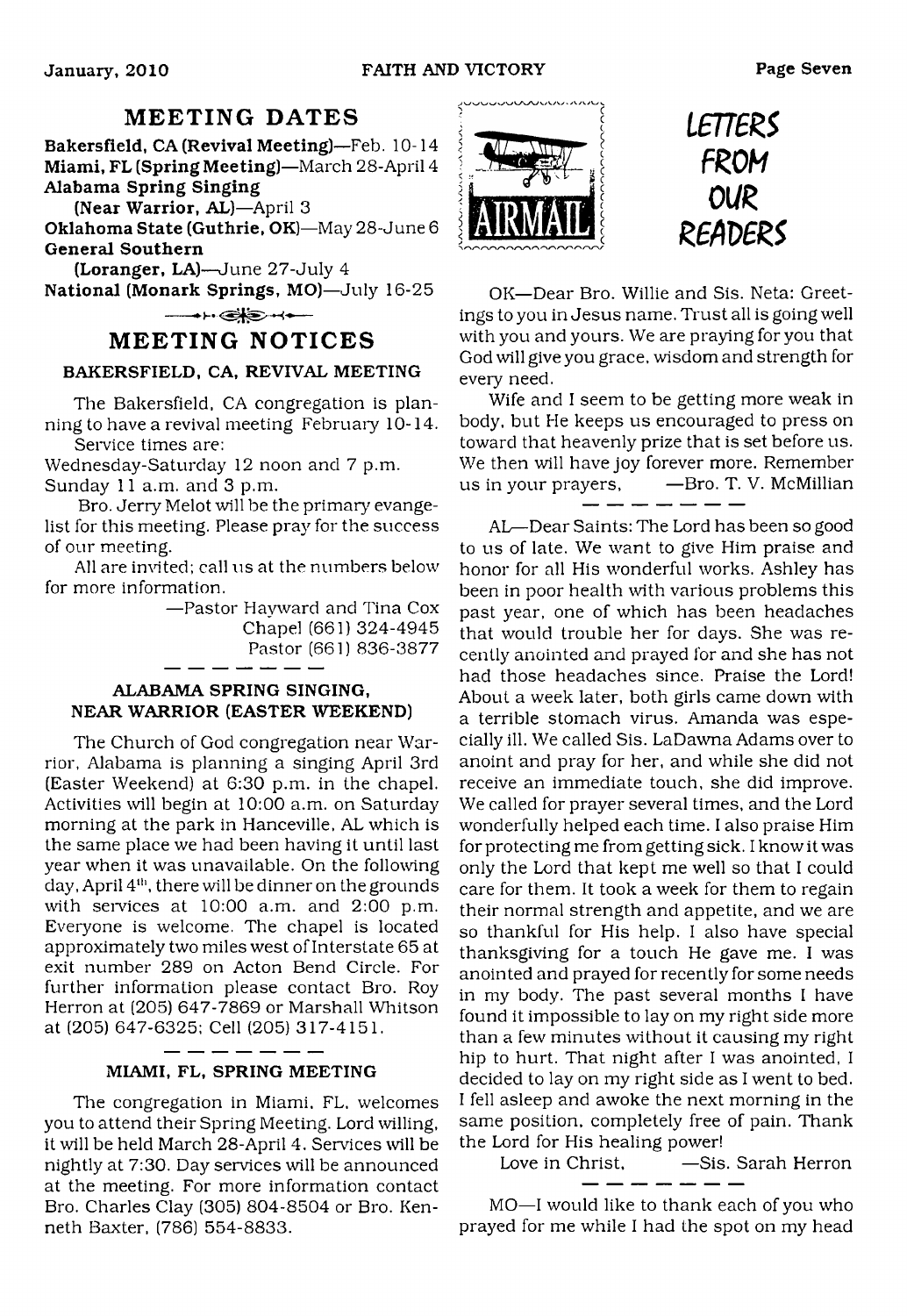## MEETING DATES

**Bakersfield, CA (Revival Meeting)**—Feb. 10-14
**Miami, FL (Spring Meeting)**—March 28-April 4
**Alabama Spring Singing**
**(Near Warrior, AL)**—April 3
**Oklahoma State (Guthrie, OK)**—May 28-June 6
**General Southern**
**(Loranger, LA)**—June 27-July 4
**National (Monark Springs, MO)**—July 16-25

## MEETING NOTICES

### BAKERSFIELD, CA, REVIVAL MEETING

The Bakersfield, CA congregation is planning to have a revival meeting February 10-14.

Service times are:
Wednesday-Saturday 12 noon and 7 p.m.
Sunday 11 a.m. and 3 p.m.

Bro. Jerry Melot will be the primary evangelist for this meeting. Please pray for the success of our meeting.

All are invited; call us at the numbers below for more information.

—Pastor Hayward and Tina Cox
Chapel (661) 324-4945
Pastor (661) 836-3877

---

### ALABAMA SPRING SINGING, NEAR WARRIOR (EASTER WEEKEND)

The Church of God congregation near Warrior, Alabama is planning a singing April 3rd (Easter Weekend) at 6:30 p.m. in the chapel. Activities will begin at 10:00 a.m. on Saturday morning at the park in Hanceville, AL which is the same place we had been having it until last year when it was unavailable. On the following day, April 4th, there will be dinner on the grounds with services at 10:00 a.m. and 2:00 p.m. Everyone is welcome. The chapel is located approximately two miles west of Interstate 65 at exit number 289 on Acton Bend Circle. For further information please contact Bro. Roy Herron at (205) 647-7869 or Marshall Whitson at (205) 647-6325; Cell (205) 317-4151.

---

### MIAMI, FL, SPRING MEETING

The congregation in Miami, FL, welcomes you to attend their Spring Meeting. Lord willing, it will be held March 28-April 4. Services will be nightly at 7:30. Day services will be announced at the meeting. For more information contact Bro. Charles Clay (305) 804-8504 or Bro. Kenneth Baxter, (786) 554-8833.

## LETTERS FROM OUR READERS

OK—Dear Bro. Willie and Sis. Neta: Greetings to you in Jesus name. Trust all is going well with you and yours. We are praying for you that God will give you grace, wisdom and strength for every need.

Wife and I seem to be getting more weak in body, but He keeps us encouraged to press on toward that heavenly prize that is set before us. We then will have joy forever more. Remember us in your prayers, —Bro. T. V. McMillian

---

AL—Dear Saints: The Lord has been so good to us of late. We want to give Him praise and honor for all His wonderful works. Ashley has been in poor health with various problems this past year, one of which has been headaches that would trouble her for days. She was recently anointed and prayed for and she has not had those headaches since. Praise the Lord! About a week later, both girls came down with a terrible stomach virus. Amanda was especially ill. We called Sis. LaDawna Adams over to anoint and pray for her, and while she did not receive an immediate touch, she did improve. We called for prayer several times, and the Lord wonderfully helped each time. I also praise Him for protecting me from getting sick. I know it was only the Lord that kept me well so that I could care for them. It took a week for them to regain their normal strength and appetite, and we are so thankful for His help. I also have special thanksgiving for a touch He gave me. I was anointed and prayed for recently for some needs in my body. The past several months I have found it impossible to lay on my right side more than a few minutes without it causing my right hip to hurt. That night after I was anointed, I decided to lay on my right side as I went to bed. I fell asleep and awoke the next morning in the same position, completely free of pain. Thank the Lord for His healing power!

Love in Christ, —Sis. Sarah Herron

---

MO—I would like to thank each of you who prayed for me while I had the spot on my head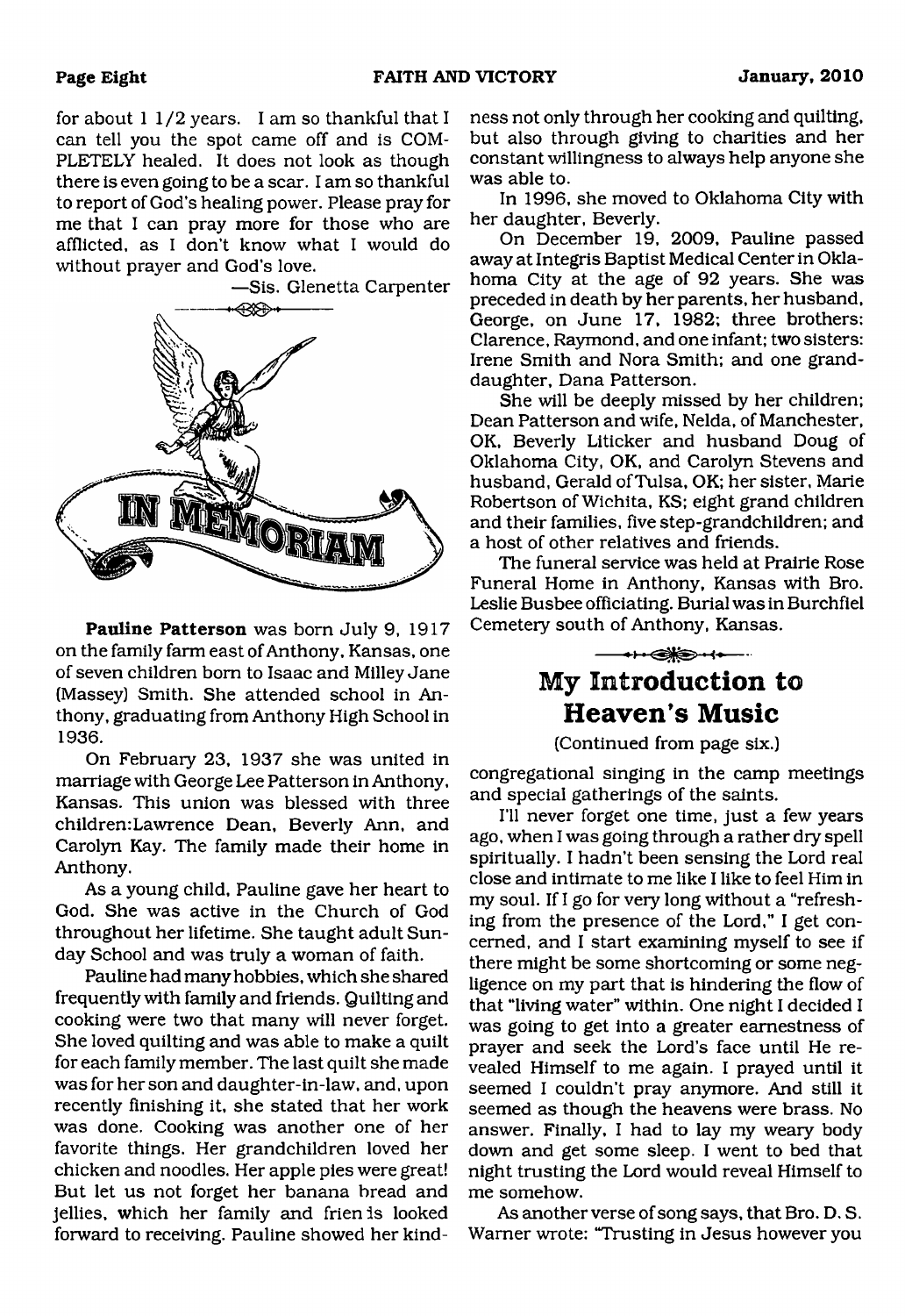for about 1 1/2 years. I am so thankful that I can tell you the spot came off and is COMPLETELY healed. It does not look as though there is even going to be a scar. I am so thankful to report of God's healing power. Please pray for me that I can pray more for those who are afflicted, as I don't know what I would do without prayer and God's love.

—Sis. Glenetta Carpenter

## IN MEMORIAM

**Pauline Patterson** was born July 9, 1917 on the family farm east of Anthony, Kansas, one of seven children born to Isaac and Milley Jane (Massey) Smith. She attended school in Anthony, graduating from Anthony High School in 1936.

On February 23, 1937 she was united in marriage with George Lee Patterson in Anthony, Kansas. This union was blessed with three children:Lawrence Dean, Beverly Ann, and Carolyn Kay. The family made their home in Anthony.

As a young child, Pauline gave her heart to God. She was active in the Church of God throughout her lifetime. She taught adult Sunday School and was truly a woman of faith.

Pauline had many hobbies, which she shared frequently with family and friends. Quilting and cooking were two that many will never forget. She loved quilting and was able to make a quilt for each family member. The last quilt she made was for her son and daughter-in-law, and, upon recently finishing it, she stated that her work was done. Cooking was another one of her favorite things. Her grandchildren loved her chicken and noodles. Her apple pies were great! But let us not forget her banana bread and jellies, which her family and frien is looked forward to receiving. Pauline showed her kindness not only through her cooking and quilting, but also through giving to charities and her constant willingness to always help anyone she was able to.

In 1996, she moved to Oklahoma City with her daughter, Beverly.

On December 19, 2009, Pauline passed away at Integris Baptist Medical Center in Oklahoma City at the age of 92 years. She was preceded in death by her parents, her husband, George, on June 17, 1982; three brothers: Clarence, Raymond, and one infant; two sisters: Irene Smith and Nora Smith; and one granddaughter, Dana Patterson.

She will be deeply missed by her children; Dean Patterson and wife, Nelda, of Manchester, OK, Beverly Liticker and husband Doug of Oklahoma City, OK, and Carolyn Stevens and husband, Gerald of Tulsa, OK; her sister, Marie Robertson of Wichita, KS; eight grand children and their families, five step-grandchildren; and a host of other relatives and friends.

The funeral service was held at Prairie Rose Funeral Home in Anthony, Kansas with Bro. Leslie Busbee officiating. Burial was in Burchfiel Cemetery south of Anthony, Kansas.

## My Introduction to Heaven's Music

(Continued from page six.)

congregational singing in the camp meetings and special gatherings of the saints.

I'll never forget one time, just a few years ago, when I was going through a rather dry spell spiritually. I hadn't been sensing the Lord real close and intimate to me like I like to feel Him in my soul. If I go for very long without a "refreshing from the presence of the Lord," I get concerned, and I start examining myself to see if there might be some shortcoming or some negligence on my part that is hindering the flow of that "living water" within. One night I decided I was going to get into a greater earnestness of prayer and seek the Lord's face until He revealed Himself to me again. I prayed until it seemed I couldn't pray anymore. And still it seemed as though the heavens were brass. No answer. Finally, I had to lay my weary body down and get some sleep. I went to bed that night trusting the Lord would reveal Himself to me somehow.

As another verse of song says, that Bro. D. S. Warner wrote: "Trusting in Jesus however you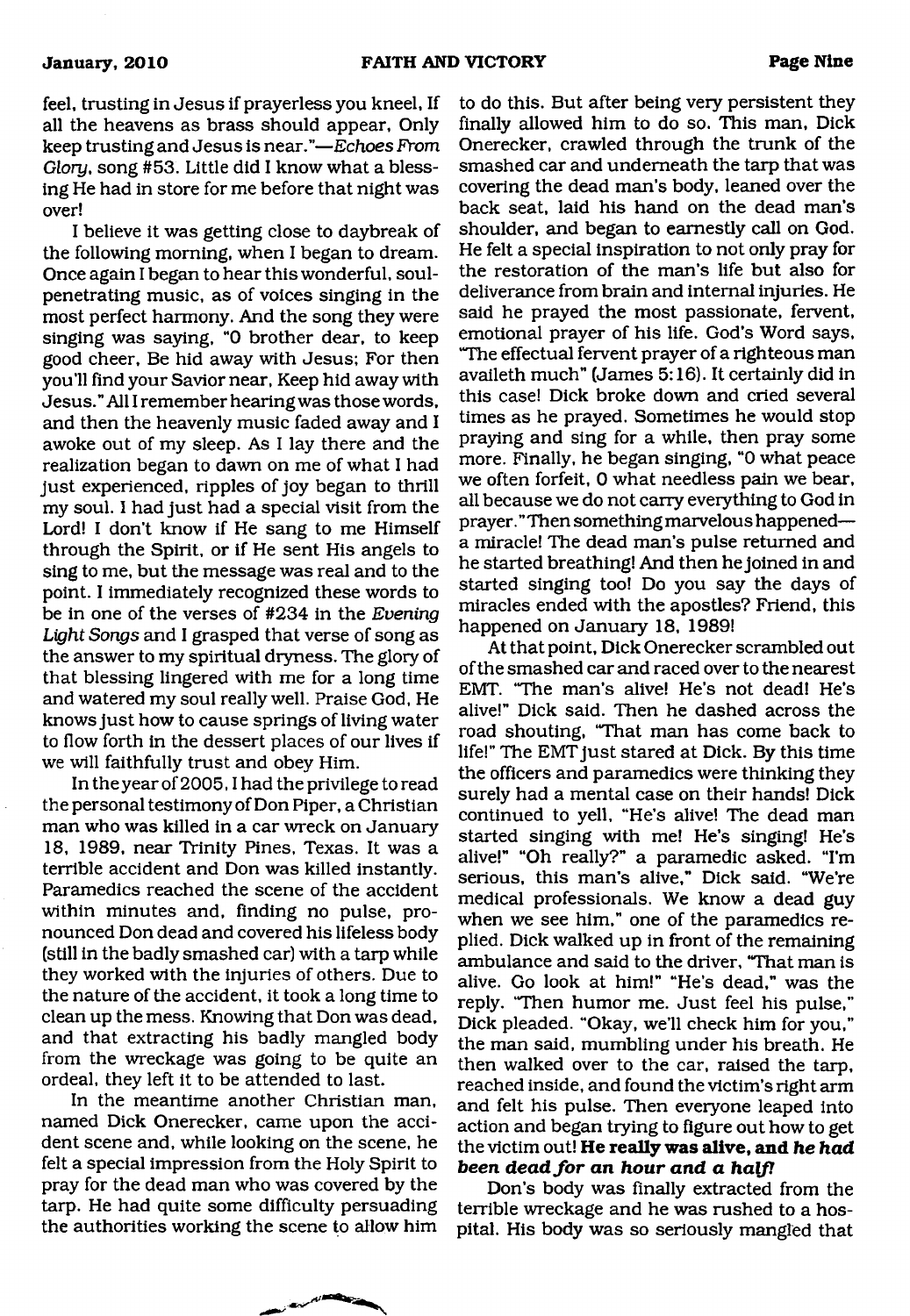feel, trusting in Jesus if prayerless you kneel, If all the heavens as brass should appear, Only keep trusting and Jesus is near."—*Echoes From Glory*, song #53. Little did I know what a blessing He had in store for me before that night was over!

I believe it was getting close to daybreak of the following morning, when I began to dream. Once again I began to hear this wonderful, soul-penetrating music, as of voices singing in the most perfect harmony. And the song they were singing was saying, "O brother dear, to keep good cheer, Be hid away with Jesus; For then you'll find your Savior near, Keep hid away with Jesus." All I remember hearing was those words, and then the heavenly music faded away and I awoke out of my sleep. As I lay there and the realization began to dawn on me of what I had just experienced, ripples of joy began to thrill my soul. I had just had a special visit from the Lord! I don't know if He sang to me Himself through the Spirit, or if He sent His angels to sing to me, but the message was real and to the point. I immediately recognized these words to be in one of the verses of #234 in the *Evening Light Songs* and I grasped that verse of song as the answer to my spiritual dryness. The glory of that blessing lingered with me for a long time and watered my soul really well. Praise God, He knows just how to cause springs of living water to flow forth in the dessert places of our lives if we will faithfully trust and obey Him.

In the year of 2005, I had the privilege to read the personal testimony of Don Piper, a Christian man who was killed in a car wreck on January 18, 1989, near Trinity Pines, Texas. It was a terrible accident and Don was killed instantly. Paramedics reached the scene of the accident within minutes and, finding no pulse, pronounced Don dead and covered his lifeless body (still in the badly smashed car) with a tarp while they worked with the injuries of others. Due to the nature of the accident, it took a long time to clean up the mess. Knowing that Don was dead, and that extracting his badly mangled body from the wreckage was going to be quite an ordeal, they left it to be attended to last.

In the meantime another Christian man, named Dick Onerecker, came upon the accident scene and, while looking on the scene, he felt a special impression from the Holy Spirit to pray for the dead man who was covered by the tarp. He had quite some difficulty persuading the authorities working the scene to allow him to do this. But after being very persistent they finally allowed him to do so. This man, Dick Onerecker, crawled through the trunk of the smashed car and underneath the tarp that was covering the dead man's body, leaned over the back seat, laid his hand on the dead man's shoulder, and began to earnestly call on God. He felt a special inspiration to not only pray for the restoration of the man's life but also for deliverance from brain and internal injuries. He said he prayed the most passionate, fervent, emotional prayer of his life. God's Word says, "The effectual fervent prayer of a righteous man availeth much" (James 5:16). It certainly did in this case! Dick broke down and cried several times as he prayed. Sometimes he would stop praying and sing for a while, then pray some more. Finally, he began singing, "O what peace we often forfeit, O what needless pain we bear, all because we do not carry everything to God in prayer." Then something marvelous happened—a miracle! The dead man's pulse returned and he started breathing! And then he joined in and started singing too! Do you say the days of miracles ended with the apostles? Friend, this happened on January 18, 1989!

At that point, Dick Onerecker scrambled out of the smashed car and raced over to the nearest EMT. "The man's alive! He's not dead! He's alive!" Dick said. Then he dashed across the road shouting, "That man has come back to life!" The EMT just stared at Dick. By this time the officers and paramedics were thinking they surely had a mental case on their hands! Dick continued to yell, "He's alive! The dead man started singing with me! He's singing! He's alive!" "Oh really?" a paramedic asked. "I'm serious, this man's alive," Dick said. "We're medical professionals. We know a dead guy when we see him," one of the paramedics replied. Dick walked up in front of the remaining ambulance and said to the driver, "That man is alive. Go look at him!" "He's dead," was the reply. "Then humor me. Just feel his pulse," Dick pleaded. "Okay, we'll check him for you," the man said, mumbling under his breath. He then walked over to the car, raised the tarp, reached inside, and found the victim's right arm and felt his pulse. Then everyone leaped into action and began trying to figure out how to get the victim out! **He really was alive, and *he had been dead for an hour and a half!***

Don's body was finally extracted from the terrible wreckage and he was rushed to a hospital. His body was so seriously mangled that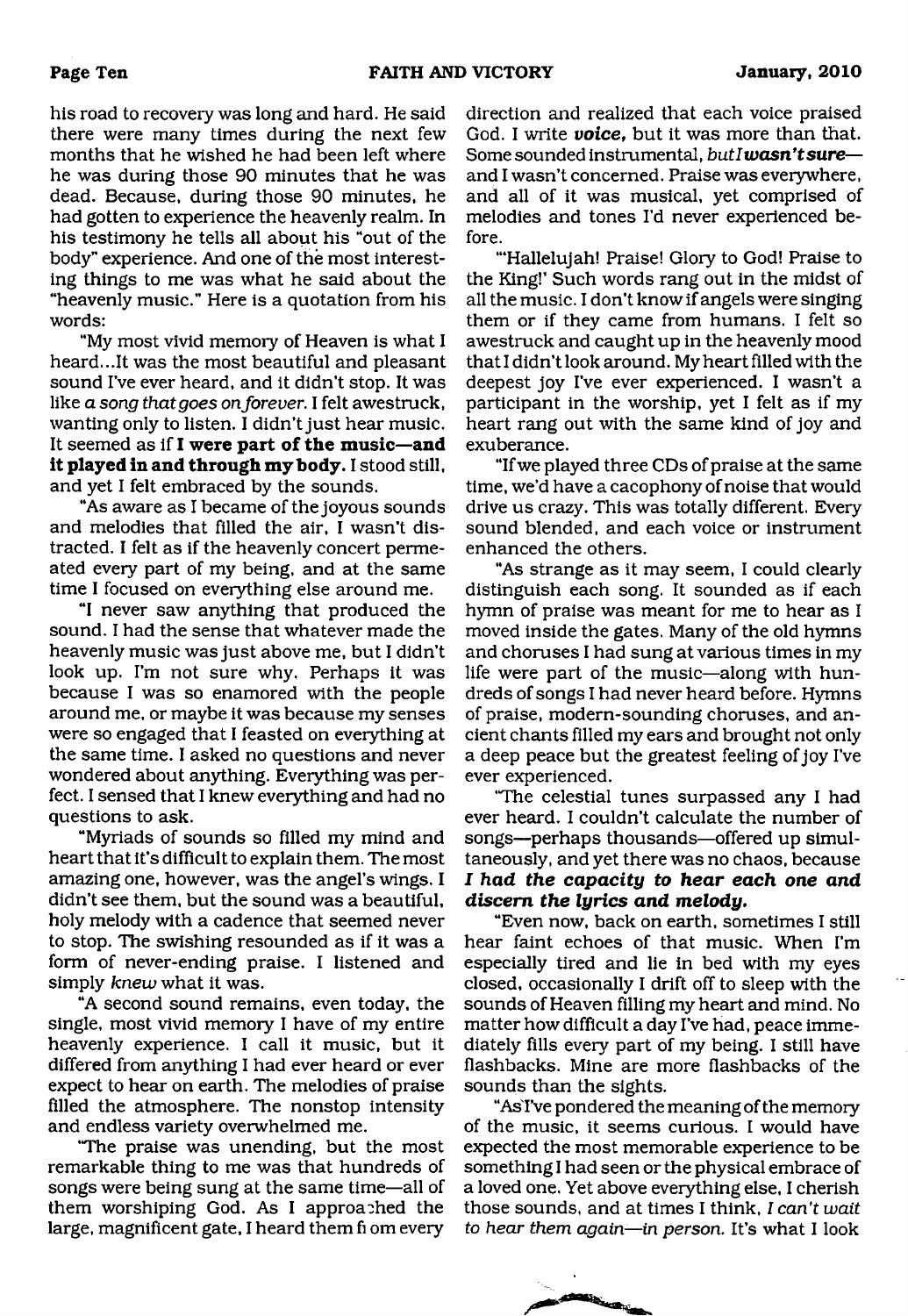his road to recovery was long and hard. He said there were many times during the next few months that he wished he had been left where he was during those 90 minutes that he was dead. Because, during those 90 minutes, he had gotten to experience the heavenly realm. In his testimony he tells all about his "out of the body" experience. And one of the most interesting things to me was what he said about the "heavenly music." Here is a quotation from his words:

"My most vivid memory of Heaven is what I heard...It was the most beautiful and pleasant sound I've ever heard, and it didn't stop. It was like *a song that goes on forever.* I felt awestruck, wanting only to listen. I didn't just hear music. It seemed as if **I were part of the music—and it played in and through my body.** I stood still, and yet I felt embraced by the sounds.

"As aware as I became of the joyous sounds and melodies that filled the air, I wasn't distracted. I felt as if the heavenly concert permeated every part of my being, and at the same time I focused on everything else around me.

"I never saw anything that produced the sound. I had the sense that whatever made the heavenly music was just above me, but I didn't look up. I'm not sure why. Perhaps it was because I was so enamored with the people around me, or maybe it was because my senses were so engaged that I feasted on everything at the same time. I asked no questions and never wondered about anything. Everything was perfect. I sensed that I knew everything and had no questions to ask.

"Myriads of sounds so filled my mind and heart that it's difficult to explain them. The most amazing one, however, was the angel's wings. I didn't see them, but the sound was a beautiful, holy melody with a cadence that seemed never to stop. The swishing resounded as if it was a form of never-ending praise. I listened and simply *knew* what it was.

"A second sound remains, even today, the single, most vivid memory I have of my entire heavenly experience. I call it music, but it differed from anything I had ever heard or ever expect to hear on earth. The melodies of praise filled the atmosphere. The nonstop intensity and endless variety overwhelmed me.

"The praise was unending, but the most remarkable thing to me was that hundreds of songs were being sung at the same time—all of them worshiping God. As I approached the large, magnificent gate, I heard them from every direction and realized that each voice praised God. I write ***voice,*** but it was more than that. Some sounded instrumental, *but I **wasn't sure***— and I wasn't concerned. Praise was everywhere, and all of it was musical, yet comprised of melodies and tones I'd never experienced before.

"'Hallelujah! Praise! Glory to God! Praise to the King!' Such words rang out in the midst of all the music. I don't know if angels were singing them or if they came from humans. I felt so awestruck and caught up in the heavenly mood that I didn't look around. My heart filled with the deepest joy I've ever experienced. I wasn't a participant in the worship, yet I felt as if my heart rang out with the same kind of joy and exuberance.

"If we played three CDs of praise at the same time, we'd have a cacophony of noise that would drive us crazy. This was totally different. Every sound blended, and each voice or instrument enhanced the others.

"As strange as it may seem, I could clearly distinguish each song. It sounded as if each hymn of praise was meant for me to hear as I moved inside the gates. Many of the old hymns and choruses I had sung at various times in my life were part of the music—along with hundreds of songs I had never heard before. Hymns of praise, modern-sounding choruses, and ancient chants filled my ears and brought not only a deep peace but the greatest feeling of joy I've ever experienced.

"The celestial tunes surpassed any I had ever heard. I couldn't calculate the number of songs—perhaps thousands—offered up simultaneously, and yet there was no chaos, because ***I had the capacity to hear each one and discern the lyrics and melody.***

"Even now, back on earth, sometimes I still hear faint echoes of that music. When I'm especially tired and lie in bed with my eyes closed, occasionally I drift off to sleep with the sounds of Heaven filling my heart and mind. No matter how difficult a day I've had, peace immediately fills every part of my being. I still have flashbacks. Mine are more flashbacks of the sounds than the sights.

"As I've pondered the meaning of the memory of the music, it seems curious. I would have expected the most memorable experience to be something I had seen or the physical embrace of a loved one. Yet above everything else, I cherish those sounds, and at times I think, *I can't wait to hear them again—in person.* It's what I look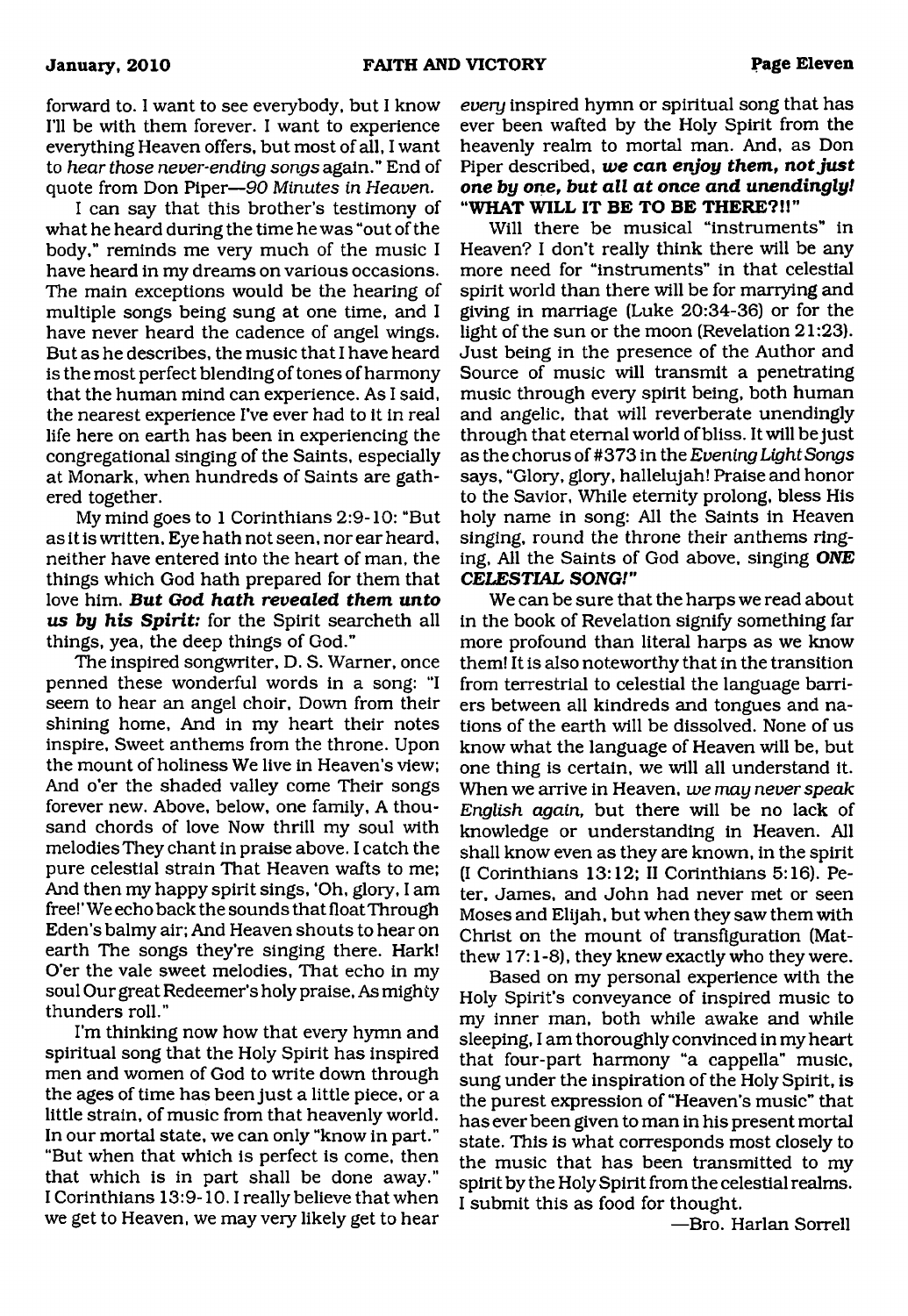forward to. I want to see everybody, but I know I'll be with them forever. I want to experience everything Heaven offers, but most of all, I want to *hear those never-ending songs* again." End of quote from Don Piper—*90 Minutes in Heaven.*

I can say that this brother's testimony of what he heard during the time he was "out of the body," reminds me very much of the music I have heard in my dreams on various occasions. The main exceptions would be the hearing of multiple songs being sung at one time, and I have never heard the cadence of angel wings. But as he describes, the music that I have heard is the most perfect blending of tones of harmony that the human mind can experience. As I said, the nearest experience I've ever had to it in real life here on earth has been in experiencing the congregational singing of the Saints, especially at Monark, when hundreds of Saints are gathered together.

My mind goes to 1 Corinthians 2:9-10: "But as it is written, Eye hath not seen, nor ear heard, neither have entered into the heart of man, the things which God hath prepared for them that love him. ***But God hath revealed them unto us by his Spirit:*** for the Spirit searcheth all things, yea, the deep things of God."

The inspired songwriter, D. S. Warner, once penned these wonderful words in a song: "I seem to hear an angel choir, Down from their shining home, And in my heart their notes inspire, Sweet anthems from the throne. Upon the mount of holiness We live in Heaven's view; And o'er the shaded valley come Their songs forever new. Above, below, one family, A thousand chords of love Now thrill my soul with melodies They chant in praise above. I catch the pure celestial strain That Heaven wafts to me; And then my happy spirit sings, 'Oh, glory, I am free!' We echo back the sounds that float Through Eden's balmy air; And Heaven shouts to hear on earth The songs they're singing there. Hark! O'er the vale sweet melodies, That echo in my soul Our great Redeemer's holy praise, As mighty thunders roll."

I'm thinking now how that every hymn and spiritual song that the Holy Spirit has inspired men and women of God to write down through the ages of time has been just a little piece, or a little strain, of music from that heavenly world. In our mortal state, we can only "know in part." "But when that which is perfect is come, then that which is in part shall be done away." I Corinthians 13:9-10. I really believe that when we get to Heaven, we may very likely get to hear *every* inspired hymn or spiritual song that has ever been wafted by the Holy Spirit from the heavenly realm to mortal man. And, as Don Piper described, ***we can enjoy them, not just one by one, but all at once and unendingly!*** **"WHAT WILL IT BE TO BE THERE?!!"**

Will there be musical "instruments" in Heaven? I don't really think there will be any more need for "instruments" in that celestial spirit world than there will be for marrying and giving in marriage (Luke 20:34-36) or for the light of the sun or the moon (Revelation 21:23). Just being in the presence of the Author and Source of music will transmit a penetrating music through every spirit being, both human and angelic, that will reverberate unendingly through that eternal world of bliss. It will be just as the chorus of #373 in the *Evening Light Songs* says, "Glory, glory, hallelujah! Praise and honor to the Savior, While eternity prolong, bless His holy name in song: All the Saints in Heaven singing, round the throne their anthems ringing, All the Saints of God above, singing ***ONE CELESTIAL SONG!"***

We can be sure that the harps we read about in the book of Revelation signify something far more profound than literal harps as we know them! It is also noteworthy that in the transition from terrestrial to celestial the language barriers between all kindreds and tongues and nations of the earth will be dissolved. None of us know what the language of Heaven will be, but one thing is certain, we will all understand it. When we arrive in Heaven, *we may never speak English again,* but there will be no lack of knowledge or understanding in Heaven. All shall know even as they are known, in the spirit (I Corinthians 13:12; II Corinthians 5:16). Peter, James, and John had never met or seen Moses and Elijah, but when they saw them with Christ on the mount of transfiguration (Matthew 17:1-8), they knew exactly who they were.

Based on my personal experience with the Holy Spirit's conveyance of inspired music to my inner man, both while awake and while sleeping, I am thoroughly convinced in my heart that four-part harmony "a cappella" music, sung under the inspiration of the Holy Spirit, is the purest expression of "Heaven's music" that has ever been given to man in his present mortal state. This is what corresponds most closely to the music that has been transmitted to my spirit by the Holy Spirit from the celestial realms. I submit this as food for thought.

—Bro. Harlan Sorrell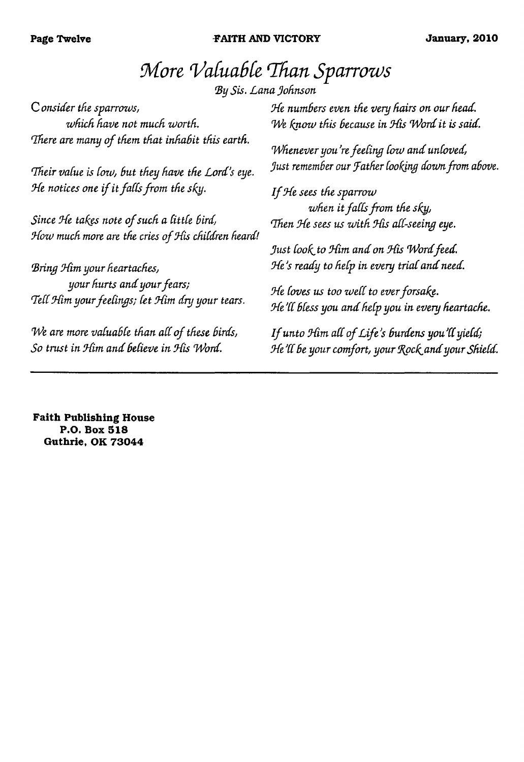# *More Valuable Than Sparrows*

*By Sis. Lana Johnson*

*Consider the sparrows,*
*which have not much worth.*
*There are many of them that inhabit this earth.*

*Their value is low, but they have the Lord's eye.*
*He notices one if it falls from the sky.*

*Since He takes note of such a little bird,*
*How much more are the cries of His children heard!*

*Bring Him your heartaches,*
*your hurts and your fears;*
*Tell Him your feelings; let Him dry your tears.*

*We are more valuable than all of these birds,*
*So trust in Him and believe in His Word.*

*He numbers even the very hairs on our head.*
*We know this because in His Word it is said.*

*Whenever you're feeling low and unloved,*
*Just remember our Father looking down from above.*

*If He sees the sparrow*
*when it falls from the sky,*
*Then He sees us with His all-seeing eye.*

*Just look to Him and on His Word feed.*
*He's ready to help in every trial and need.*

*He loves us too well to ever forsake.*
*He'll bless you and help you in every heartache.*

*If unto Him all of Life's burdens you'll yield;*
*He'll be your comfort, your Rock and your Shield.*

---

**Faith Publishing House**
**P.O. Box 518**
**Guthrie, OK 73044**